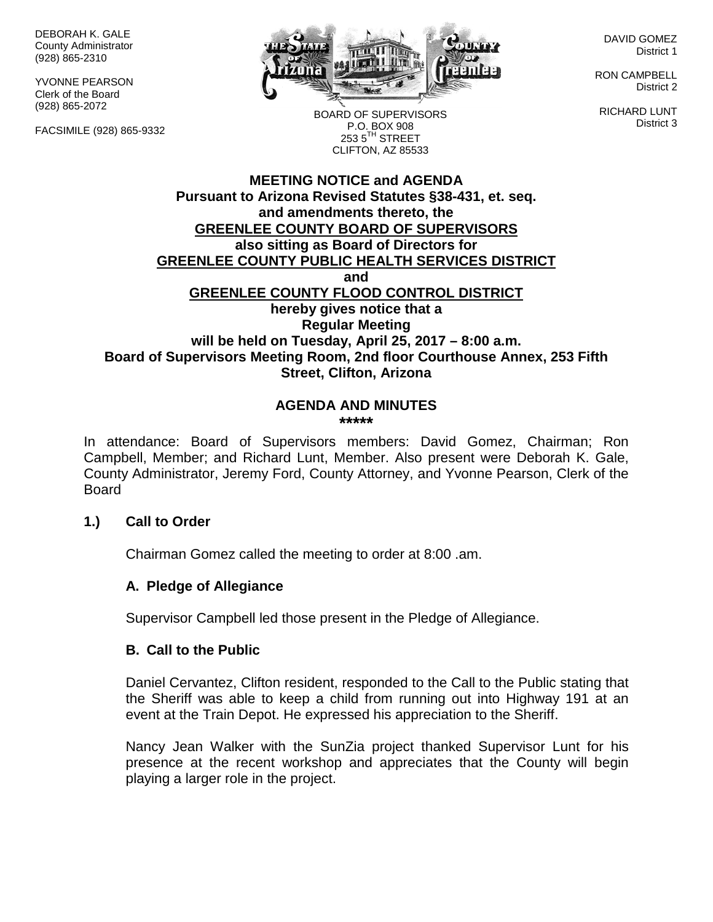DEBORAH K. GALE
County Administrator
(928) 865-2310

YVONNE PEARSON
Clerk of the Board
(928) 865-2072

FACSIMILE (928) 865-9332

BOARD OF SUPERVISORS
P.O. BOX 908
253 5TH STREET
CLIFTON, AZ 85533

DAVID GOMEZ
District 1

RON CAMPBELL
District 2

RICHARD LUNT
District 3

**MEETING NOTICE and AGENDA**
**Pursuant to Arizona Revised Statutes §38-431, et. seq.**
**and amendments thereto, the**
**GREENLEE COUNTY BOARD OF SUPERVISORS**
**also sitting as Board of Directors for**
**GREENLEE COUNTY PUBLIC HEALTH SERVICES DISTRICT**
**and**
**GREENLEE COUNTY FLOOD CONTROL DISTRICT**
**hereby gives notice that a**
**Regular Meeting**
**will be held on Tuesday, April 25, 2017 – 8:00 a.m.**
**Board of Supervisors Meeting Room, 2nd floor Courthouse Annex, 253 Fifth Street, Clifton, Arizona**

**AGENDA AND MINUTES**
**\*\*\*\*\***

In attendance: Board of Supervisors members: David Gomez, Chairman; Ron Campbell, Member; and Richard Lunt, Member. Also present were Deborah K. Gale, County Administrator, Jeremy Ford, County Attorney, and Yvonne Pearson, Clerk of the Board

**1.) Call to Order**

Chairman Gomez called the meeting to order at 8:00 .am.

**A. Pledge of Allegiance**

Supervisor Campbell led those present in the Pledge of Allegiance.

**B. Call to the Public**

Daniel Cervantez, Clifton resident, responded to the Call to the Public stating that the Sheriff was able to keep a child from running out into Highway 191 at an event at the Train Depot. He expressed his appreciation to the Sheriff.

Nancy Jean Walker with the SunZia project thanked Supervisor Lunt for his presence at the recent workshop and appreciates that the County will begin playing a larger role in the project.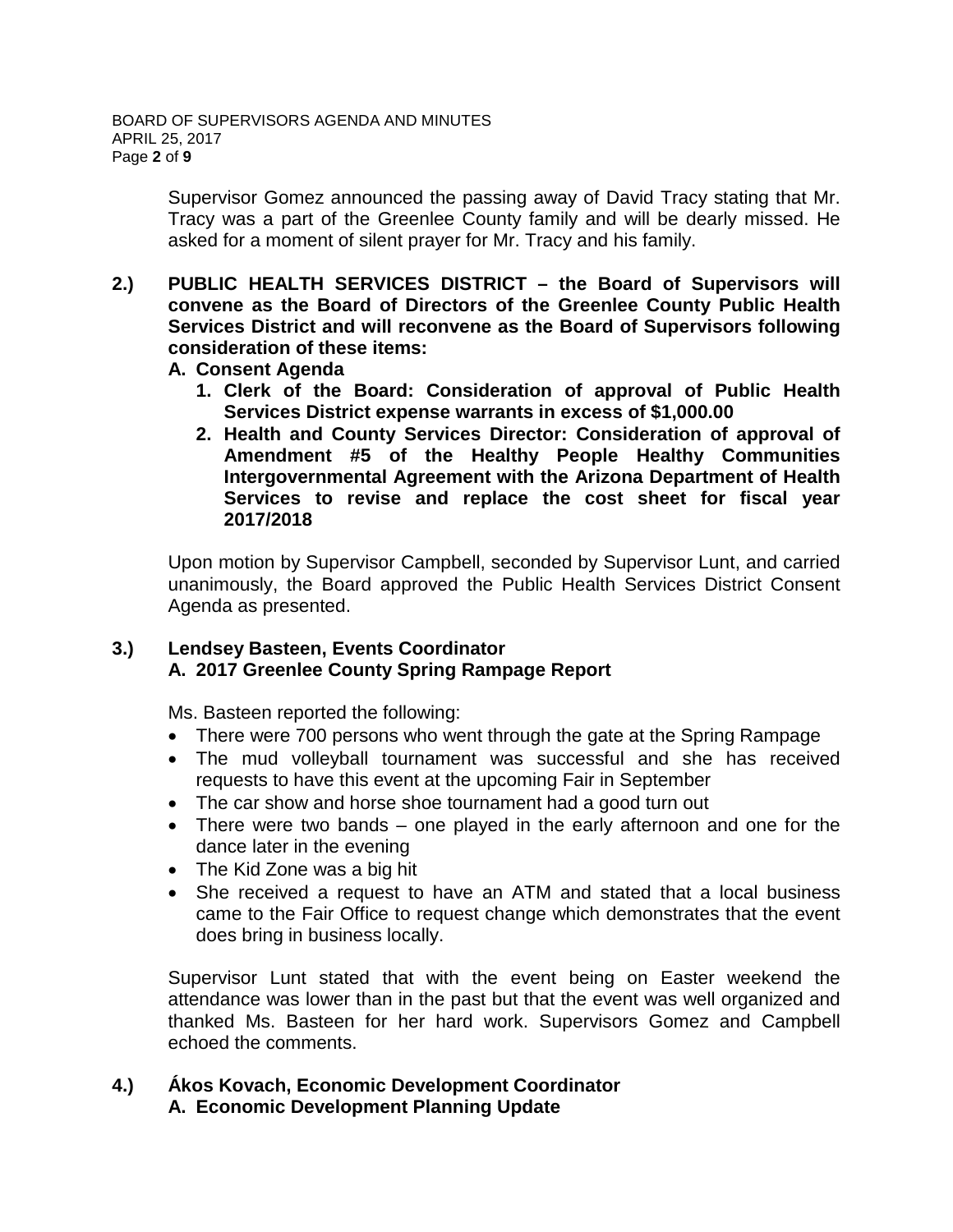Supervisor Gomez announced the passing away of David Tracy stating that Mr. Tracy was a part of the Greenlee County family and will be dearly missed. He asked for a moment of silent prayer for Mr. Tracy and his family.

**2.) PUBLIC HEALTH SERVICES DISTRICT – the Board of Supervisors will convene as the Board of Directors of the Greenlee County Public Health Services District and will reconvene as the Board of Supervisors following consideration of these items:**

**A. Consent Agenda**

1. **Clerk of the Board: Consideration of approval of Public Health Services District expense warrants in excess of $1,000.00**
2. **Health and County Services Director: Consideration of approval of Amendment #5 of the Healthy People Healthy Communities Intergovernmental Agreement with the Arizona Department of Health Services to revise and replace the cost sheet for fiscal year 2017/2018**

Upon motion by Supervisor Campbell, seconded by Supervisor Lunt, and carried unanimously, the Board approved the Public Health Services District Consent Agenda as presented.

**3.) Lendsey Basteen, Events Coordinator**
**A. 2017 Greenlee County Spring Rampage Report**

Ms. Basteen reported the following:

- There were 700 persons who went through the gate at the Spring Rampage
- The mud volleyball tournament was successful and she has received requests to have this event at the upcoming Fair in September
- The car show and horse shoe tournament had a good turn out
- There were two bands – one played in the early afternoon and one for the dance later in the evening
- The Kid Zone was a big hit
- She received a request to have an ATM and stated that a local business came to the Fair Office to request change which demonstrates that the event does bring in business locally.

Supervisor Lunt stated that with the event being on Easter weekend the attendance was lower than in the past but that the event was well organized and thanked Ms. Basteen for her hard work. Supervisors Gomez and Campbell echoed the comments.

**4.) Ákos Kovach, Economic Development Coordinator**
**A. Economic Development Planning Update**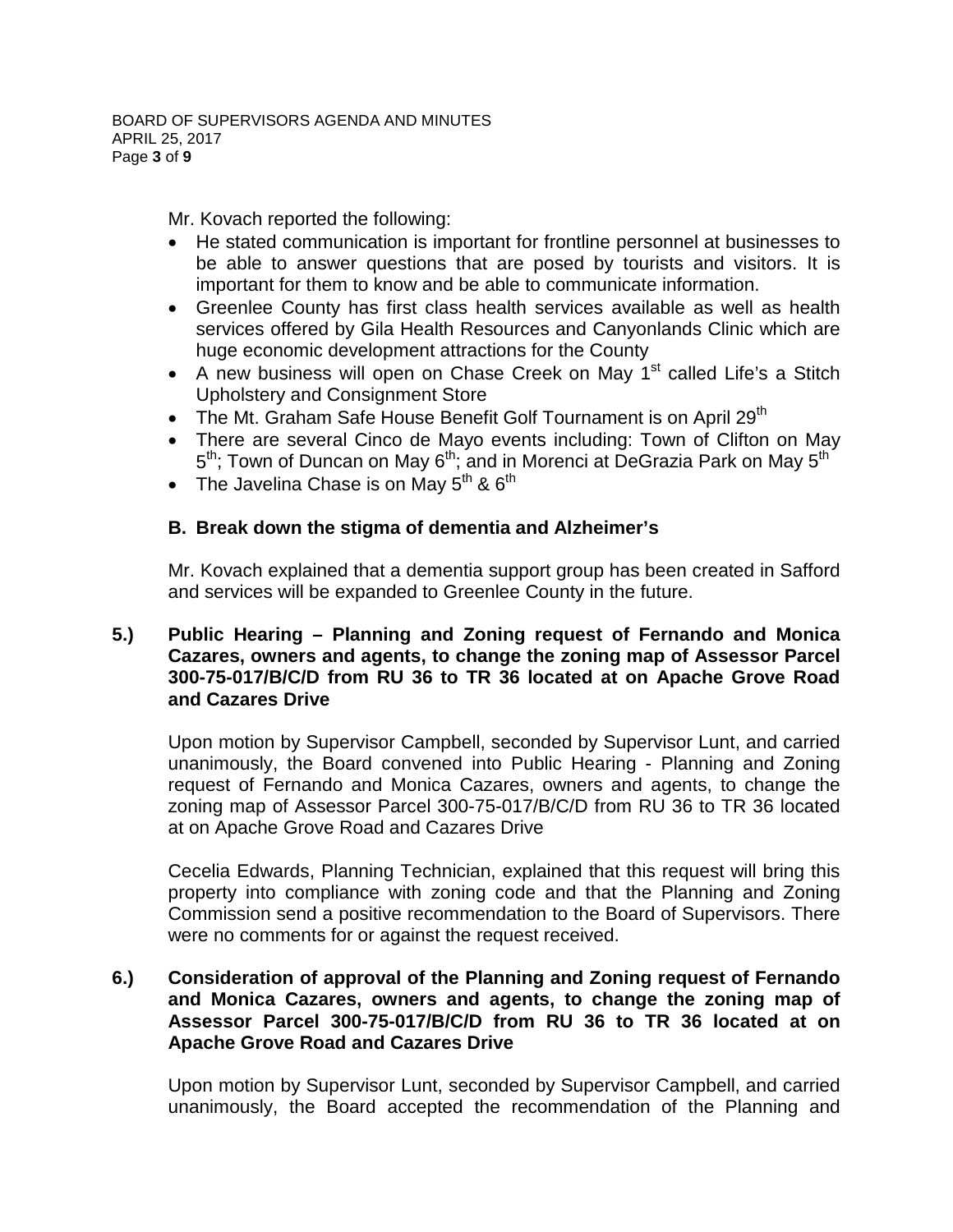Mr. Kovach reported the following:

- He stated communication is important for frontline personnel at businesses to be able to answer questions that are posed by tourists and visitors. It is important for them to know and be able to communicate information.
- Greenlee County has first class health services available as well as health services offered by Gila Health Resources and Canyonlands Clinic which are huge economic development attractions for the County
- A new business will open on Chase Creek on May 1st called Life's a Stitch Upholstery and Consignment Store
- The Mt. Graham Safe House Benefit Golf Tournament is on April 29th
- There are several Cinco de Mayo events including: Town of Clifton on May 5th; Town of Duncan on May 6th; and in Morenci at DeGrazia Park on May 5th
- The Javelina Chase is on May 5th & 6th

**B. Break down the stigma of dementia and Alzheimer's**

Mr. Kovach explained that a dementia support group has been created in Safford and services will be expanded to Greenlee County in the future.

**5.) Public Hearing – Planning and Zoning request of Fernando and Monica Cazares, owners and agents, to change the zoning map of Assessor Parcel 300-75-017/B/C/D from RU 36 to TR 36 located at on Apache Grove Road and Cazares Drive**

Upon motion by Supervisor Campbell, seconded by Supervisor Lunt, and carried unanimously, the Board convened into Public Hearing - Planning and Zoning request of Fernando and Monica Cazares, owners and agents, to change the zoning map of Assessor Parcel 300-75-017/B/C/D from RU 36 to TR 36 located at on Apache Grove Road and Cazares Drive

Cecelia Edwards, Planning Technician, explained that this request will bring this property into compliance with zoning code and that the Planning and Zoning Commission send a positive recommendation to the Board of Supervisors. There were no comments for or against the request received.

**6.) Consideration of approval of the Planning and Zoning request of Fernando and Monica Cazares, owners and agents, to change the zoning map of Assessor Parcel 300-75-017/B/C/D from RU 36 to TR 36 located at on Apache Grove Road and Cazares Drive**

Upon motion by Supervisor Lunt, seconded by Supervisor Campbell, and carried unanimously, the Board accepted the recommendation of the Planning and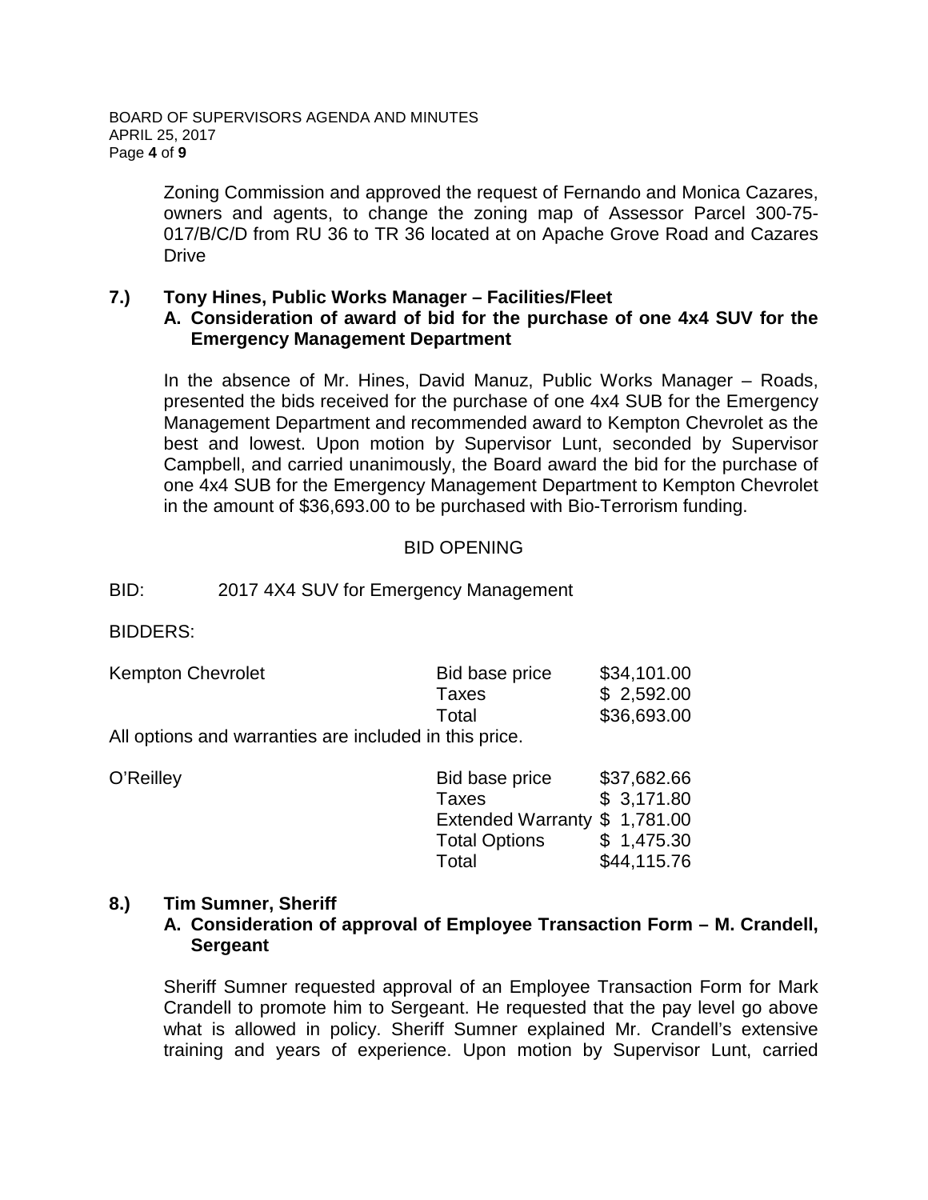Zoning Commission and approved the request of Fernando and Monica Cazares, owners and agents, to change the zoning map of Assessor Parcel 300-75-017/B/C/D from RU 36 to TR 36 located at on Apache Grove Road and Cazares Drive

**7.) Tony Hines, Public Works Manager – Facilities/Fleet**

**A. Consideration of award of bid for the purchase of one 4x4 SUV for the Emergency Management Department**

In the absence of Mr. Hines, David Manuz, Public Works Manager – Roads, presented the bids received for the purchase of one 4x4 SUB for the Emergency Management Department and recommended award to Kempton Chevrolet as the best and lowest. Upon motion by Supervisor Lunt, seconded by Supervisor Campbell, and carried unanimously, the Board award the bid for the purchase of one 4x4 SUB for the Emergency Management Department to Kempton Chevrolet in the amount of $36,693.00 to be purchased with Bio-Terrorism funding.

BID OPENING

BID: 2017 4X4 SUV for Emergency Management

BIDDERS:

| Bidder | Item | Amount |
|---|---|---|
| Kempton Chevrolet | Bid base price | $34,101.00 |
| | Taxes | $ 2,592.00 |
| | Total | $36,693.00 |

All options and warranties are included in this price.

| Bidder | Item | Amount |
|---|---|---|
| O'Reilley | Bid base price | $37,682.66 |
| | Taxes | $ 3,171.80 |
| | Extended Warranty | $ 1,781.00 |
| | Total Options | $ 1,475.30 |
| | Total | $44,115.76 |

**8.) Tim Sumner, Sheriff**

**A. Consideration of approval of Employee Transaction Form – M. Crandell, Sergeant**

Sheriff Sumner requested approval of an Employee Transaction Form for Mark Crandell to promote him to Sergeant. He requested that the pay level go above what is allowed in policy. Sheriff Sumner explained Mr. Crandell's extensive training and years of experience. Upon motion by Supervisor Lunt, carried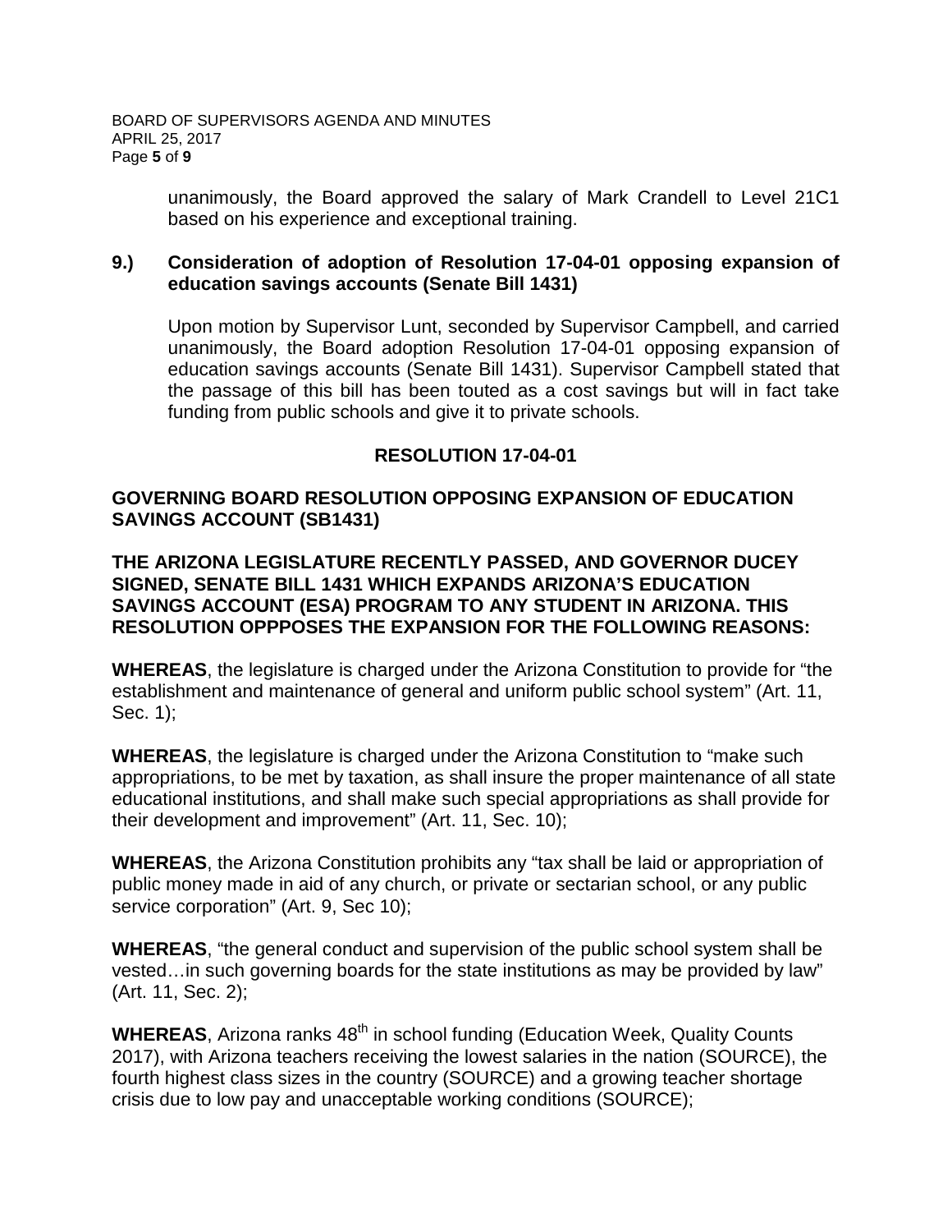unanimously, the Board approved the salary of Mark Crandell to Level 21C1 based on his experience and exceptional training.

**9.) Consideration of adoption of Resolution 17-04-01 opposing expansion of education savings accounts (Senate Bill 1431)**

Upon motion by Supervisor Lunt, seconded by Supervisor Campbell, and carried unanimously, the Board adoption Resolution 17-04-01 opposing expansion of education savings accounts (Senate Bill 1431). Supervisor Campbell stated that the passage of this bill has been touted as a cost savings but will in fact take funding from public schools and give it to private schools.

**RESOLUTION 17-04-01**

**GOVERNING BOARD RESOLUTION OPPOSING EXPANSION OF EDUCATION SAVINGS ACCOUNT (SB1431)**

**THE ARIZONA LEGISLATURE RECENTLY PASSED, AND GOVERNOR DUCEY SIGNED, SENATE BILL 1431 WHICH EXPANDS ARIZONA'S EDUCATION SAVINGS ACCOUNT (ESA) PROGRAM TO ANY STUDENT IN ARIZONA. THIS RESOLUTION OPPPOSES THE EXPANSION FOR THE FOLLOWING REASONS:**

**WHEREAS**, the legislature is charged under the Arizona Constitution to provide for "the establishment and maintenance of general and uniform public school system" (Art. 11, Sec. 1);

**WHEREAS**, the legislature is charged under the Arizona Constitution to "make such appropriations, to be met by taxation, as shall insure the proper maintenance of all state educational institutions, and shall make such special appropriations as shall provide for their development and improvement" (Art. 11, Sec. 10);

**WHEREAS**, the Arizona Constitution prohibits any "tax shall be laid or appropriation of public money made in aid of any church, or private or sectarian school, or any public service corporation" (Art. 9, Sec 10);

**WHEREAS**, "the general conduct and supervision of the public school system shall be vested…in such governing boards for the state institutions as may be provided by law" (Art. 11, Sec. 2);

**WHEREAS**, Arizona ranks 48th in school funding (Education Week, Quality Counts 2017), with Arizona teachers receiving the lowest salaries in the nation (SOURCE), the fourth highest class sizes in the country (SOURCE) and a growing teacher shortage crisis due to low pay and unacceptable working conditions (SOURCE);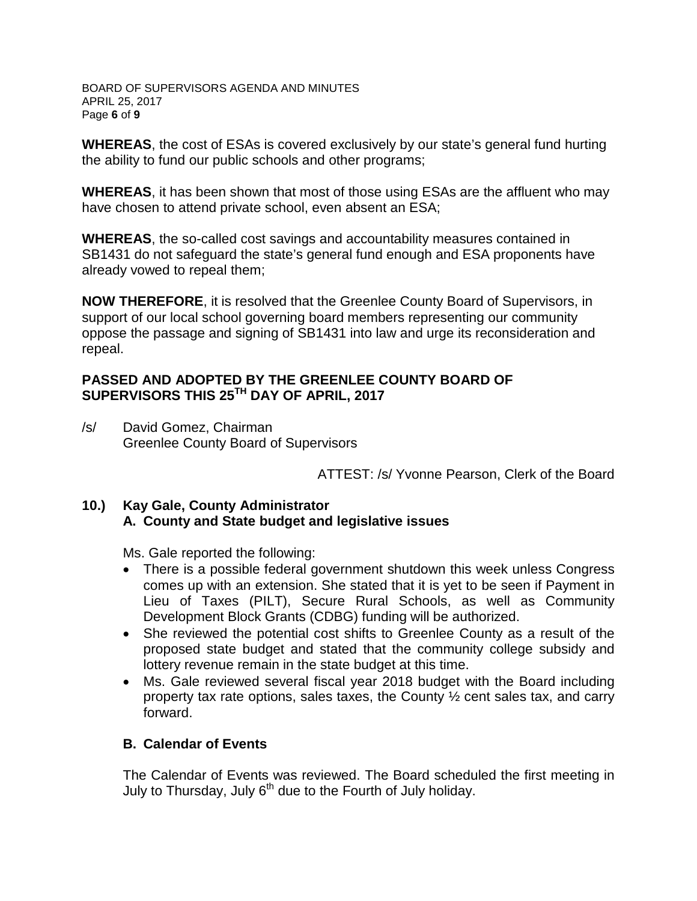**WHEREAS**, the cost of ESAs is covered exclusively by our state's general fund hurting the ability to fund our public schools and other programs;

**WHEREAS**, it has been shown that most of those using ESAs are the affluent who may have chosen to attend private school, even absent an ESA;

**WHEREAS**, the so-called cost savings and accountability measures contained in SB1431 do not safeguard the state's general fund enough and ESA proponents have already vowed to repeal them;

**NOW THEREFORE**, it is resolved that the Greenlee County Board of Supervisors, in support of our local school governing board members representing our community oppose the passage and signing of SB1431 into law and urge its reconsideration and repeal.

**PASSED AND ADOPTED BY THE GREENLEE COUNTY BOARD OF SUPERVISORS THIS 25TH DAY OF APRIL, 2017**

/s/ David Gomez, Chairman
Greenlee County Board of Supervisors

ATTEST: /s/ Yvonne Pearson, Clerk of the Board

**10.) Kay Gale, County Administrator**
**A. County and State budget and legislative issues**

Ms. Gale reported the following:

- There is a possible federal government shutdown this week unless Congress comes up with an extension. She stated that it is yet to be seen if Payment in Lieu of Taxes (PILT), Secure Rural Schools, as well as Community Development Block Grants (CDBG) funding will be authorized.
- She reviewed the potential cost shifts to Greenlee County as a result of the proposed state budget and stated that the community college subsidy and lottery revenue remain in the state budget at this time.
- Ms. Gale reviewed several fiscal year 2018 budget with the Board including property tax rate options, sales taxes, the County ½ cent sales tax, and carry forward.

**B. Calendar of Events**

The Calendar of Events was reviewed. The Board scheduled the first meeting in July to Thursday, July 6th due to the Fourth of July holiday.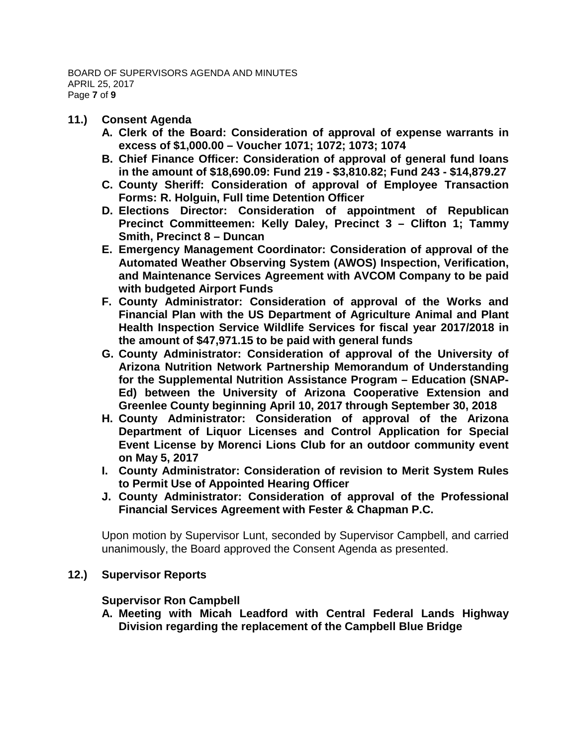**11.) Consent Agenda**

- **A. Clerk of the Board: Consideration of approval of expense warrants in excess of $1,000.00 – Voucher 1071; 1072; 1073; 1074**
- **B. Chief Finance Officer: Consideration of approval of general fund loans in the amount of $18,690.09: Fund 219 - $3,810.82; Fund 243 - $14,879.27**
- **C. County Sheriff: Consideration of approval of Employee Transaction Forms: R. Holguin, Full time Detention Officer**
- **D. Elections Director: Consideration of appointment of Republican Precinct Committeemen: Kelly Daley, Precinct 3 – Clifton 1; Tammy Smith, Precinct 8 – Duncan**
- **E. Emergency Management Coordinator: Consideration of approval of the Automated Weather Observing System (AWOS) Inspection, Verification, and Maintenance Services Agreement with AVCOM Company to be paid with budgeted Airport Funds**
- **F. County Administrator: Consideration of approval of the Works and Financial Plan with the US Department of Agriculture Animal and Plant Health Inspection Service Wildlife Services for fiscal year 2017/2018 in the amount of $47,971.15 to be paid with general funds**
- **G. County Administrator: Consideration of approval of the University of Arizona Nutrition Network Partnership Memorandum of Understanding for the Supplemental Nutrition Assistance Program – Education (SNAP-Ed) between the University of Arizona Cooperative Extension and Greenlee County beginning April 10, 2017 through September 30, 2018**
- **H. County Administrator: Consideration of approval of the Arizona Department of Liquor Licenses and Control Application for Special Event License by Morenci Lions Club for an outdoor community event on May 5, 2017**
- **I. County Administrator: Consideration of revision to Merit System Rules to Permit Use of Appointed Hearing Officer**
- **J. County Administrator: Consideration of approval of the Professional Financial Services Agreement with Fester & Chapman P.C.**

Upon motion by Supervisor Lunt, seconded by Supervisor Campbell, and carried unanimously, the Board approved the Consent Agenda as presented.

**12.) Supervisor Reports**

**Supervisor Ron Campbell**

- **A. Meeting with Micah Leadford with Central Federal Lands Highway Division regarding the replacement of the Campbell Blue Bridge**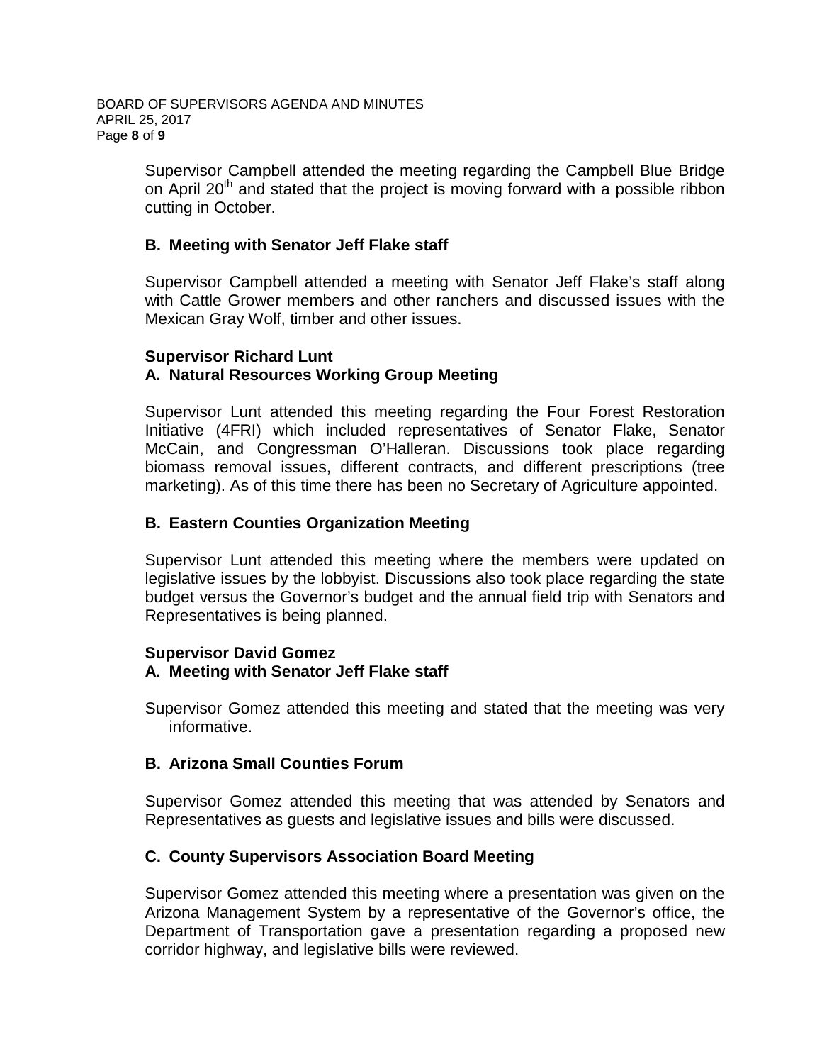Supervisor Campbell attended the meeting regarding the Campbell Blue Bridge on April 20th and stated that the project is moving forward with a possible ribbon cutting in October.

**B. Meeting with Senator Jeff Flake staff**

Supervisor Campbell attended a meeting with Senator Jeff Flake's staff along with Cattle Grower members and other ranchers and discussed issues with the Mexican Gray Wolf, timber and other issues.

**Supervisor Richard Lunt**
**A. Natural Resources Working Group Meeting**

Supervisor Lunt attended this meeting regarding the Four Forest Restoration Initiative (4FRI) which included representatives of Senator Flake, Senator McCain, and Congressman O'Halleran. Discussions took place regarding biomass removal issues, different contracts, and different prescriptions (tree marketing). As of this time there has been no Secretary of Agriculture appointed.

**B. Eastern Counties Organization Meeting**

Supervisor Lunt attended this meeting where the members were updated on legislative issues by the lobbyist. Discussions also took place regarding the state budget versus the Governor's budget and the annual field trip with Senators and Representatives is being planned.

**Supervisor David Gomez**
**A. Meeting with Senator Jeff Flake staff**

Supervisor Gomez attended this meeting and stated that the meeting was very informative.

**B. Arizona Small Counties Forum**

Supervisor Gomez attended this meeting that was attended by Senators and Representatives as guests and legislative issues and bills were discussed.

**C. County Supervisors Association Board Meeting**

Supervisor Gomez attended this meeting where a presentation was given on the Arizona Management System by a representative of the Governor's office, the Department of Transportation gave a presentation regarding a proposed new corridor highway, and legislative bills were reviewed.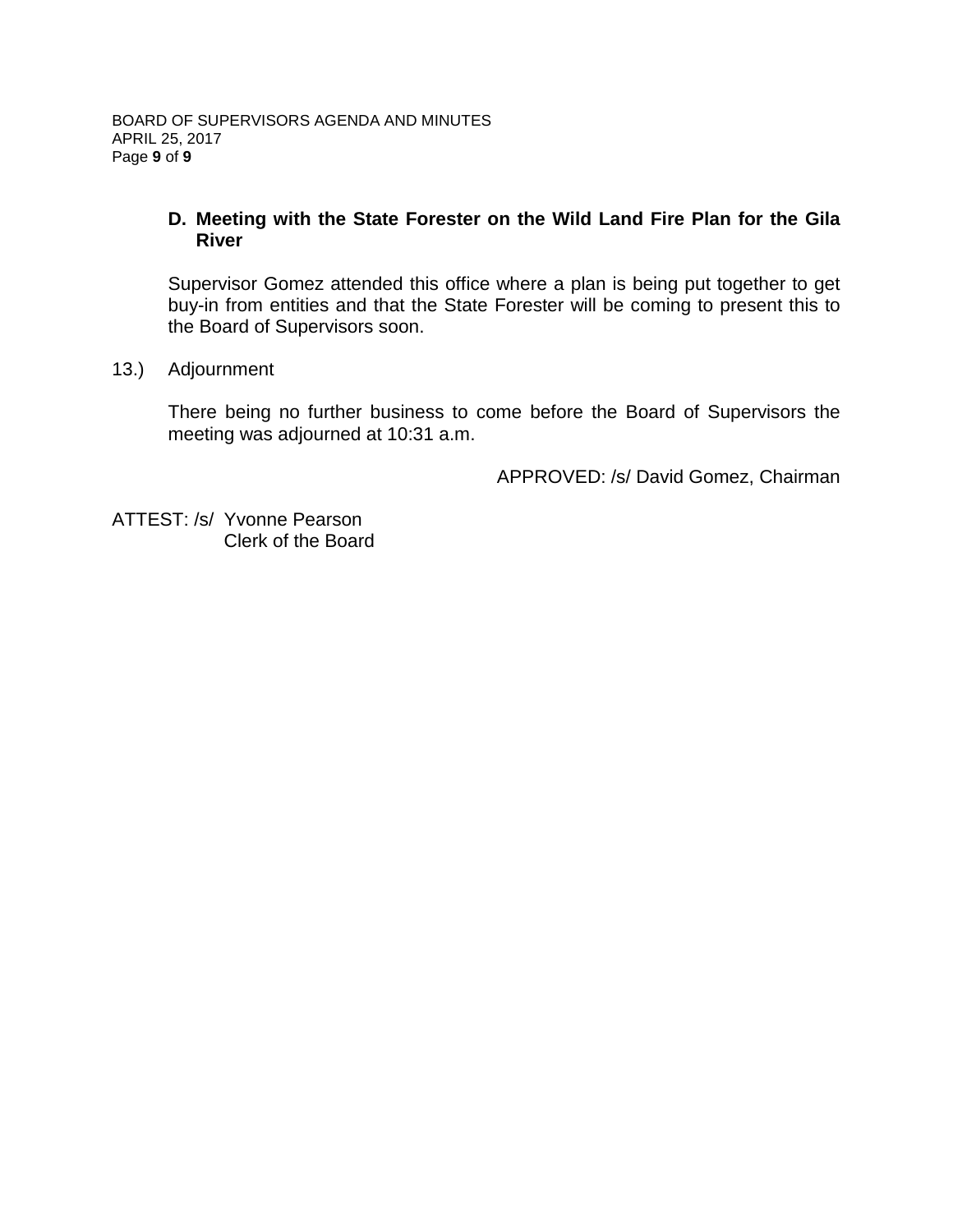**D. Meeting with the State Forester on the Wild Land Fire Plan for the Gila River**

Supervisor Gomez attended this office where a plan is being put together to get buy-in from entities and that the State Forester will be coming to present this to the Board of Supervisors soon.

13.) Adjournment

There being no further business to come before the Board of Supervisors the meeting was adjourned at 10:31 a.m.

APPROVED: /s/ David Gomez, Chairman

ATTEST: /s/ Yvonne Pearson
Clerk of the Board